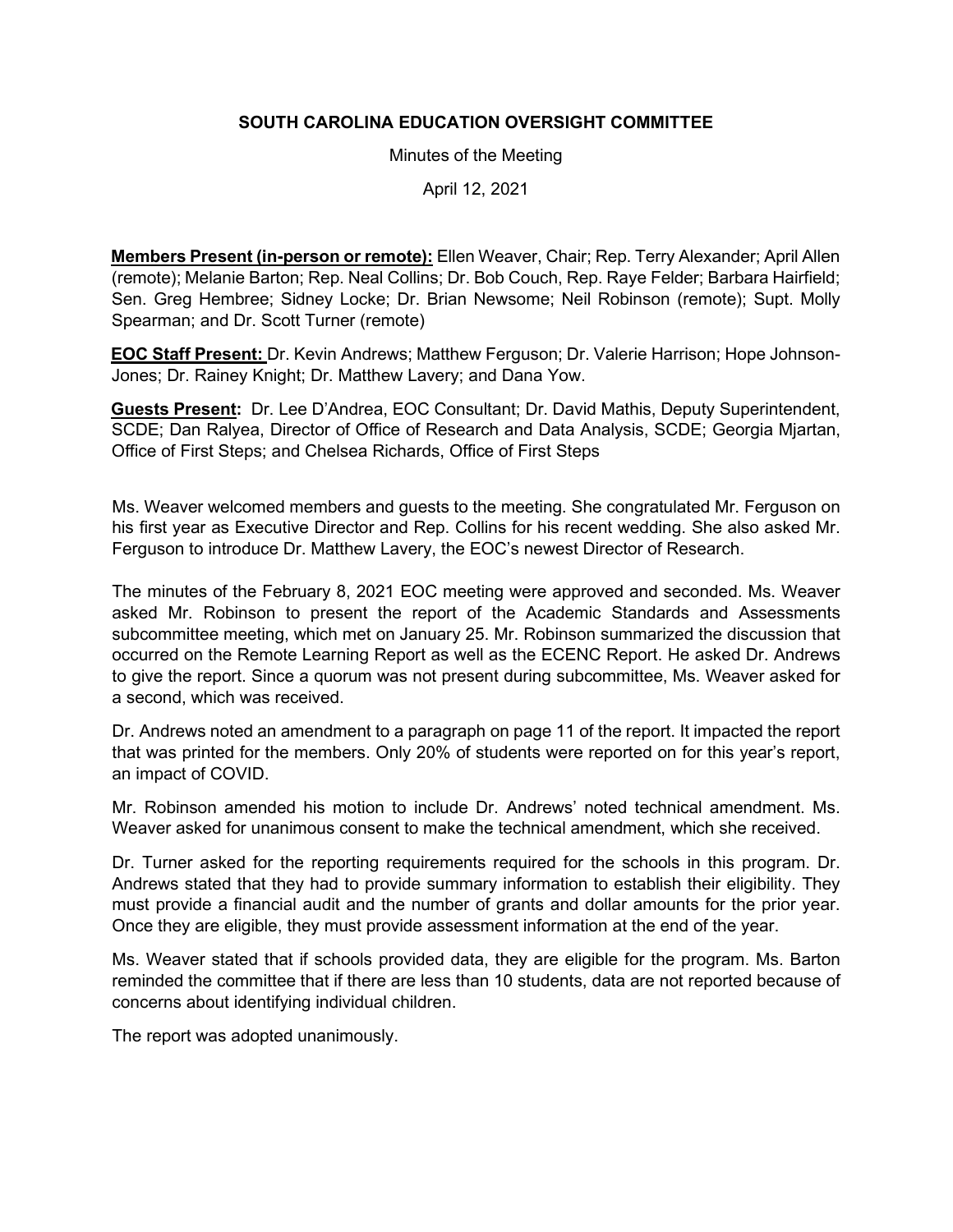# SOUTH CAROLINA EDUCATION OVERSIGHT COMMITTEE

Minutes of the Meeting

April 12, 2021

**Members Present (in-person or remote):** Ellen Weaver, Chair; Rep. Terry Alexander; April Allen (remote); Melanie Barton; Rep. Neal Collins; Dr. Bob Couch, Rep. Raye Felder; Barbara Hairfield; Sen. Greg Hembree; Sidney Locke; Dr. Brian Newsome; Neil Robinson (remote); Supt. Molly Spearman; and Dr. Scott Turner (remote)

**EOC Staff Present:** Dr. Kevin Andrews; Matthew Ferguson; Dr. Valerie Harrison; Hope Johnson-Jones; Dr. Rainey Knight; Dr. Matthew Lavery; and Dana Yow.

**Guests Present:** Dr. Lee D'Andrea, EOC Consultant; Dr. David Mathis, Deputy Superintendent, SCDE; Dan Ralyea, Director of Office of Research and Data Analysis, SCDE; Georgia Mjartan, Office of First Steps; and Chelsea Richards, Office of First Steps

Ms. Weaver welcomed members and guests to the meeting. She congratulated Mr. Ferguson on his first year as Executive Director and Rep. Collins for his recent wedding. She also asked Mr. Ferguson to introduce Dr. Matthew Lavery, the EOC's newest Director of Research.

The minutes of the February 8, 2021 EOC meeting were approved and seconded. Ms. Weaver asked Mr. Robinson to present the report of the Academic Standards and Assessments subcommittee meeting, which met on January 25. Mr. Robinson summarized the discussion that occurred on the Remote Learning Report as well as the ECENC Report. He asked Dr. Andrews to give the report. Since a quorum was not present during subcommittee, Ms. Weaver asked for a second, which was received.

Dr. Andrews noted an amendment to a paragraph on page 11 of the report. It impacted the report that was printed for the members. Only 20% of students were reported on for this year's report, an impact of COVID.

Mr. Robinson amended his motion to include Dr. Andrews' noted technical amendment. Ms. Weaver asked for unanimous consent to make the technical amendment, which she received.

Dr. Turner asked for the reporting requirements required for the schools in this program. Dr. Andrews stated that they had to provide summary information to establish their eligibility. They must provide a financial audit and the number of grants and dollar amounts for the prior year. Once they are eligible, they must provide assessment information at the end of the year.

Ms. Weaver stated that if schools provided data, they are eligible for the program. Ms. Barton reminded the committee that if there are less than 10 students, data are not reported because of concerns about identifying individual children.

The report was adopted unanimously.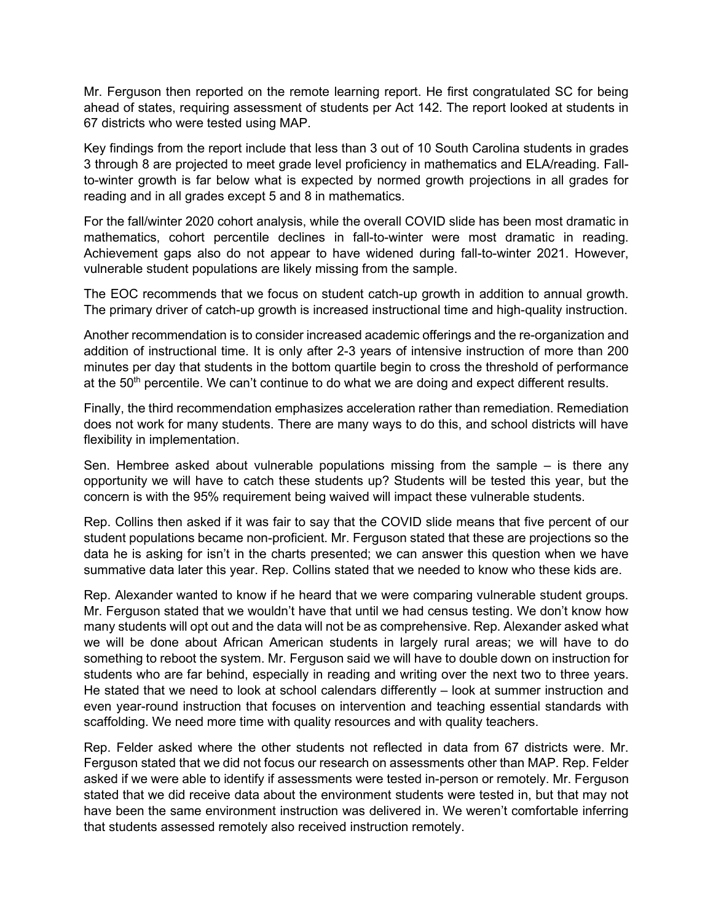Mr. Ferguson then reported on the remote learning report. He first congratulated SC for being ahead of states, requiring assessment of students per Act 142. The report looked at students in 67 districts who were tested using MAP.

Key findings from the report include that less than 3 out of 10 South Carolina students in grades 3 through 8 are projected to meet grade level proficiency in mathematics and ELA/reading. Fall-to-winter growth is far below what is expected by normed growth projections in all grades for reading and in all grades except 5 and 8 in mathematics.

For the fall/winter 2020 cohort analysis, while the overall COVID slide has been most dramatic in mathematics, cohort percentile declines in fall-to-winter were most dramatic in reading. Achievement gaps also do not appear to have widened during fall-to-winter 2021. However, vulnerable student populations are likely missing from the sample.

The EOC recommends that we focus on student catch-up growth in addition to annual growth. The primary driver of catch-up growth is increased instructional time and high-quality instruction.

Another recommendation is to consider increased academic offerings and the re-organization and addition of instructional time. It is only after 2-3 years of intensive instruction of more than 200 minutes per day that students in the bottom quartile begin to cross the threshold of performance at the 50th percentile. We can't continue to do what we are doing and expect different results.

Finally, the third recommendation emphasizes acceleration rather than remediation. Remediation does not work for many students. There are many ways to do this, and school districts will have flexibility in implementation.

Sen. Hembree asked about vulnerable populations missing from the sample – is there any opportunity we will have to catch these students up? Students will be tested this year, but the concern is with the 95% requirement being waived will impact these vulnerable students.

Rep. Collins then asked if it was fair to say that the COVID slide means that five percent of our student populations became non-proficient. Mr. Ferguson stated that these are projections so the data he is asking for isn't in the charts presented; we can answer this question when we have summative data later this year. Rep. Collins stated that we needed to know who these kids are.

Rep. Alexander wanted to know if he heard that we were comparing vulnerable student groups. Mr. Ferguson stated that we wouldn't have that until we had census testing. We don't know how many students will opt out and the data will not be as comprehensive. Rep. Alexander asked what we will be done about African American students in largely rural areas; we will have to do something to reboot the system. Mr. Ferguson said we will have to double down on instruction for students who are far behind, especially in reading and writing over the next two to three years. He stated that we need to look at school calendars differently – look at summer instruction and even year-round instruction that focuses on intervention and teaching essential standards with scaffolding. We need more time with quality resources and with quality teachers.

Rep. Felder asked where the other students not reflected in data from 67 districts were. Mr. Ferguson stated that we did not focus our research on assessments other than MAP. Rep. Felder asked if we were able to identify if assessments were tested in-person or remotely. Mr. Ferguson stated that we did receive data about the environment students were tested in, but that may not have been the same environment instruction was delivered in. We weren't comfortable inferring that students assessed remotely also received instruction remotely.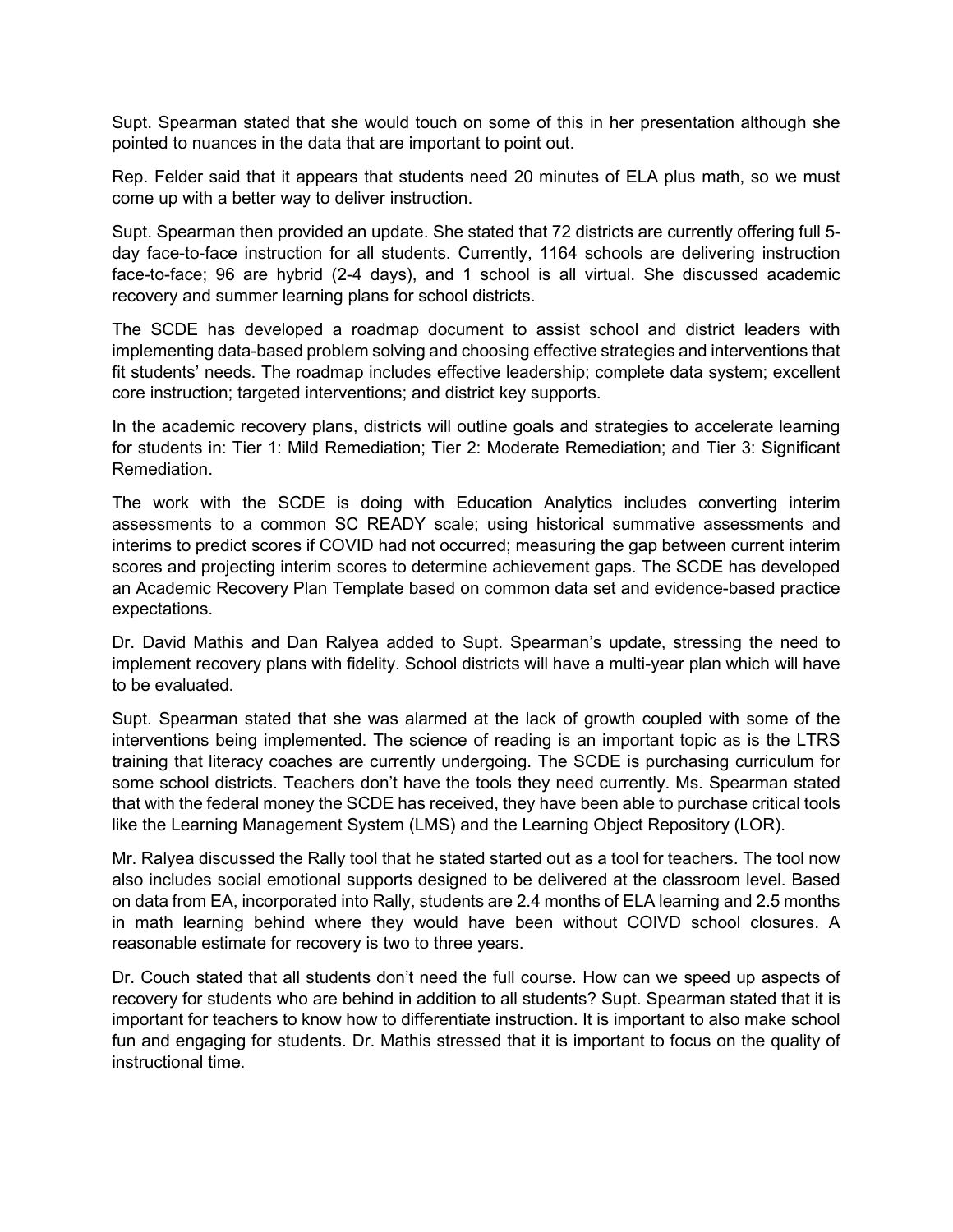Supt. Spearman stated that she would touch on some of this in her presentation although she pointed to nuances in the data that are important to point out.

Rep. Felder said that it appears that students need 20 minutes of ELA plus math, so we must come up with a better way to deliver instruction.

Supt. Spearman then provided an update. She stated that 72 districts are currently offering full 5-day face-to-face instruction for all students. Currently, 1164 schools are delivering instruction face-to-face; 96 are hybrid (2-4 days), and 1 school is all virtual. She discussed academic recovery and summer learning plans for school districts.

The SCDE has developed a roadmap document to assist school and district leaders with implementing data-based problem solving and choosing effective strategies and interventions that fit students' needs. The roadmap includes effective leadership; complete data system; excellent core instruction; targeted interventions; and district key supports.

In the academic recovery plans, districts will outline goals and strategies to accelerate learning for students in: Tier 1: Mild Remediation; Tier 2: Moderate Remediation; and Tier 3: Significant Remediation.

The work with the SCDE is doing with Education Analytics includes converting interim assessments to a common SC READY scale; using historical summative assessments and interims to predict scores if COVID had not occurred; measuring the gap between current interim scores and projecting interim scores to determine achievement gaps. The SCDE has developed an Academic Recovery Plan Template based on common data set and evidence-based practice expectations.

Dr. David Mathis and Dan Ralyea added to Supt. Spearman's update, stressing the need to implement recovery plans with fidelity. School districts will have a multi-year plan which will have to be evaluated.

Supt. Spearman stated that she was alarmed at the lack of growth coupled with some of the interventions being implemented. The science of reading is an important topic as is the LTRS training that literacy coaches are currently undergoing. The SCDE is purchasing curriculum for some school districts. Teachers don't have the tools they need currently. Ms. Spearman stated that with the federal money the SCDE has received, they have been able to purchase critical tools like the Learning Management System (LMS) and the Learning Object Repository (LOR).

Mr. Ralyea discussed the Rally tool that he stated started out as a tool for teachers. The tool now also includes social emotional supports designed to be delivered at the classroom level. Based on data from EA, incorporated into Rally, students are 2.4 months of ELA learning and 2.5 months in math learning behind where they would have been without COIVD school closures. A reasonable estimate for recovery is two to three years.

Dr. Couch stated that all students don't need the full course. How can we speed up aspects of recovery for students who are behind in addition to all students? Supt. Spearman stated that it is important for teachers to know how to differentiate instruction. It is important to also make school fun and engaging for students. Dr. Mathis stressed that it is important to focus on the quality of instructional time.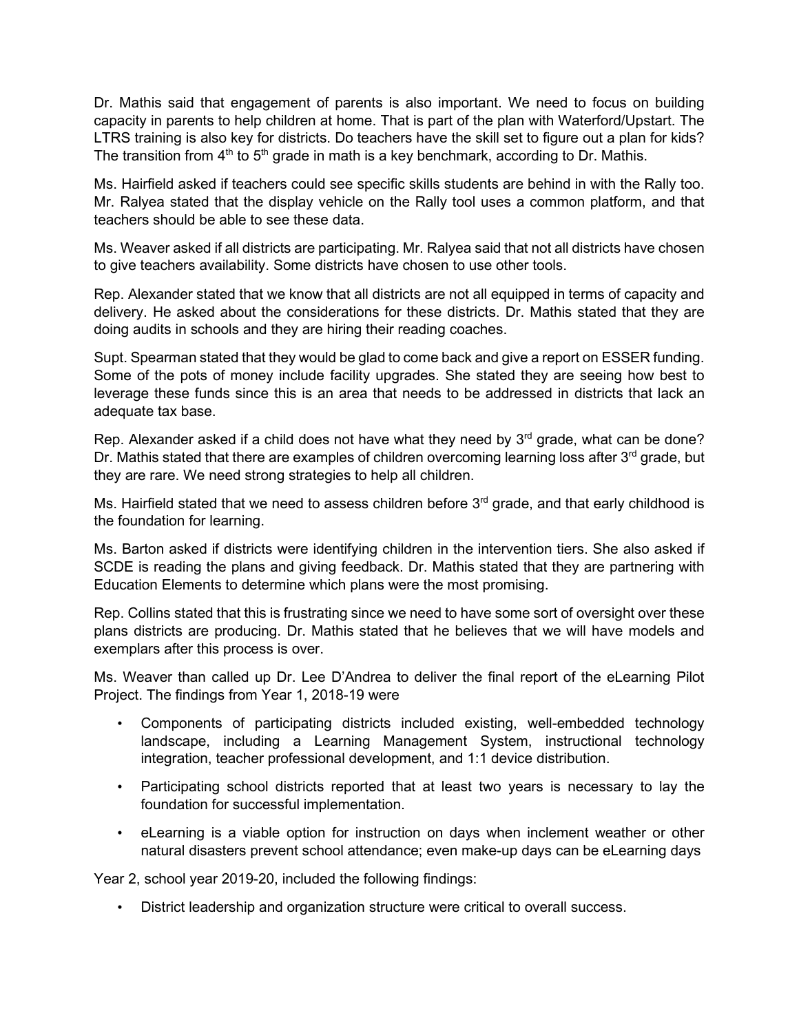Dr. Mathis said that engagement of parents is also important. We need to focus on building capacity in parents to help children at home. That is part of the plan with Waterford/Upstart. The LTRS training is also key for districts. Do teachers have the skill set to figure out a plan for kids? The transition from 4th to 5th grade in math is a key benchmark, according to Dr. Mathis.

Ms. Hairfield asked if teachers could see specific skills students are behind in with the Rally too. Mr. Ralyea stated that the display vehicle on the Rally tool uses a common platform, and that teachers should be able to see these data.

Ms. Weaver asked if all districts are participating. Mr. Ralyea said that not all districts have chosen to give teachers availability. Some districts have chosen to use other tools.

Rep. Alexander stated that we know that all districts are not all equipped in terms of capacity and delivery. He asked about the considerations for these districts. Dr. Mathis stated that they are doing audits in schools and they are hiring their reading coaches.

Supt. Spearman stated that they would be glad to come back and give a report on ESSER funding. Some of the pots of money include facility upgrades. She stated they are seeing how best to leverage these funds since this is an area that needs to be addressed in districts that lack an adequate tax base.

Rep. Alexander asked if a child does not have what they need by 3rd grade, what can be done? Dr. Mathis stated that there are examples of children overcoming learning loss after 3rd grade, but they are rare. We need strong strategies to help all children.

Ms. Hairfield stated that we need to assess children before 3rd grade, and that early childhood is the foundation for learning.

Ms. Barton asked if districts were identifying children in the intervention tiers. She also asked if SCDE is reading the plans and giving feedback. Dr. Mathis stated that they are partnering with Education Elements to determine which plans were the most promising.

Rep. Collins stated that this is frustrating since we need to have some sort of oversight over these plans districts are producing. Dr. Mathis stated that he believes that we will have models and exemplars after this process is over.

Ms. Weaver than called up Dr. Lee D'Andrea to deliver the final report of the eLearning Pilot Project. The findings from Year 1, 2018-19 were

- Components of participating districts included existing, well-embedded technology landscape, including a Learning Management System, instructional technology integration, teacher professional development, and 1:1 device distribution.
- Participating school districts reported that at least two years is necessary to lay the foundation for successful implementation.
- eLearning is a viable option for instruction on days when inclement weather or other natural disasters prevent school attendance; even make-up days can be eLearning days

Year 2, school year 2019-20, included the following findings:

- District leadership and organization structure were critical to overall success.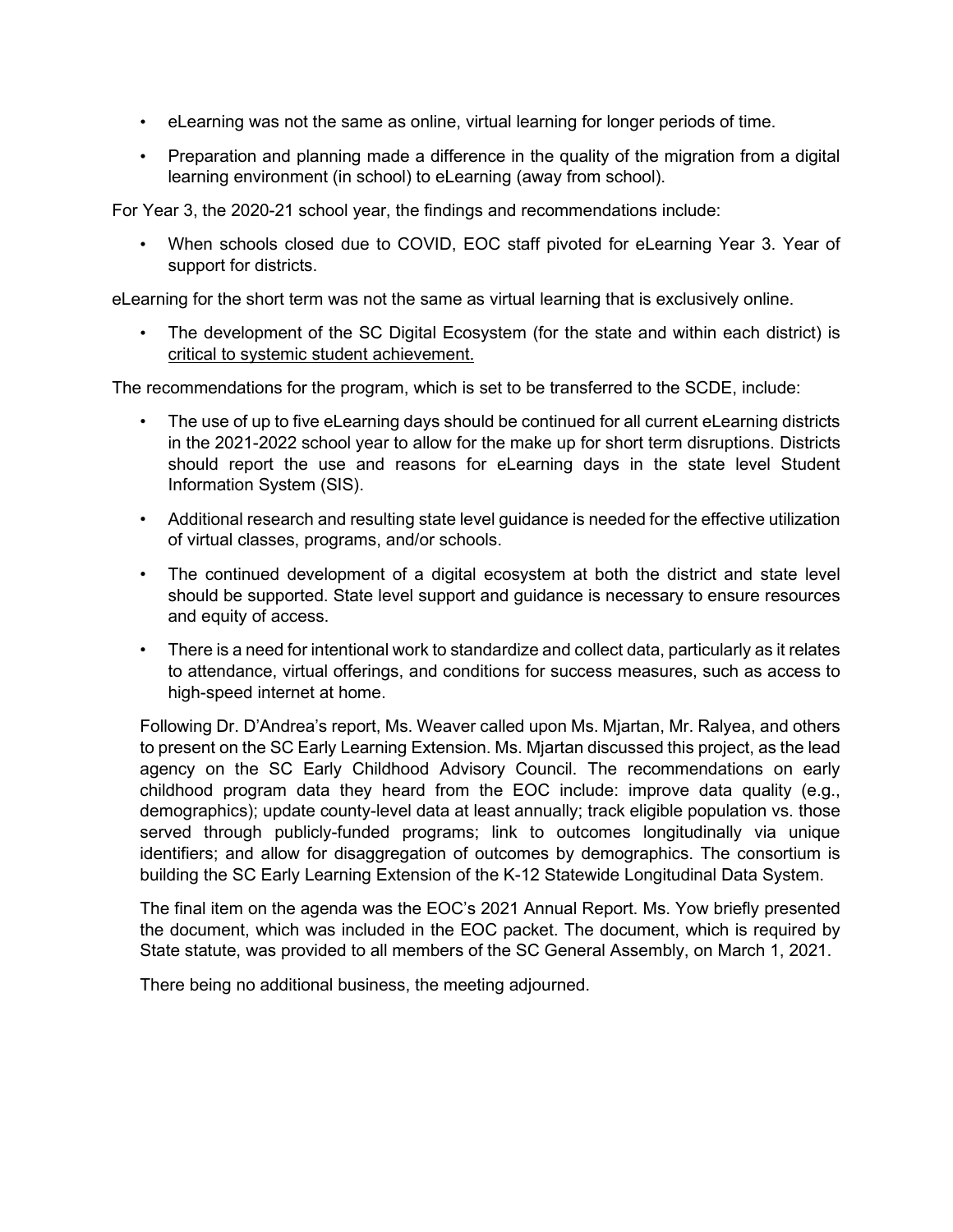- eLearning was not the same as online, virtual learning for longer periods of time.
- Preparation and planning made a difference in the quality of the migration from a digital learning environment (in school) to eLearning (away from school).

For Year 3, the 2020-21 school year, the findings and recommendations include:

- When schools closed due to COVID, EOC staff pivoted for eLearning Year 3. Year of support for districts.

eLearning for the short term was not the same as virtual learning that is exclusively online.

- The development of the SC Digital Ecosystem (for the state and within each district) is <u>critical to systemic student achievement.</u>

The recommendations for the program, which is set to be transferred to the SCDE, include:

- The use of up to five eLearning days should be continued for all current eLearning districts in the 2021-2022 school year to allow for the make up for short term disruptions. Districts should report the use and reasons for eLearning days in the state level Student Information System (SIS).
- Additional research and resulting state level guidance is needed for the effective utilization of virtual classes, programs, and/or schools.
- The continued development of a digital ecosystem at both the district and state level should be supported. State level support and guidance is necessary to ensure resources and equity of access.
- There is a need for intentional work to standardize and collect data, particularly as it relates to attendance, virtual offerings, and conditions for success measures, such as access to high-speed internet at home.

Following Dr. D'Andrea's report, Ms. Weaver called upon Ms. Mjartan, Mr. Ralyea, and others to present on the SC Early Learning Extension. Ms. Mjartan discussed this project, as the lead agency on the SC Early Childhood Advisory Council. The recommendations on early childhood program data they heard from the EOC include: improve data quality (e.g., demographics); update county-level data at least annually; track eligible population vs. those served through publicly-funded programs; link to outcomes longitudinally via unique identifiers; and allow for disaggregation of outcomes by demographics. The consortium is building the SC Early Learning Extension of the K-12 Statewide Longitudinal Data System.

The final item on the agenda was the EOC's 2021 Annual Report. Ms. Yow briefly presented the document, which was included in the EOC packet. The document, which is required by State statute, was provided to all members of the SC General Assembly, on March 1, 2021.

There being no additional business, the meeting adjourned.